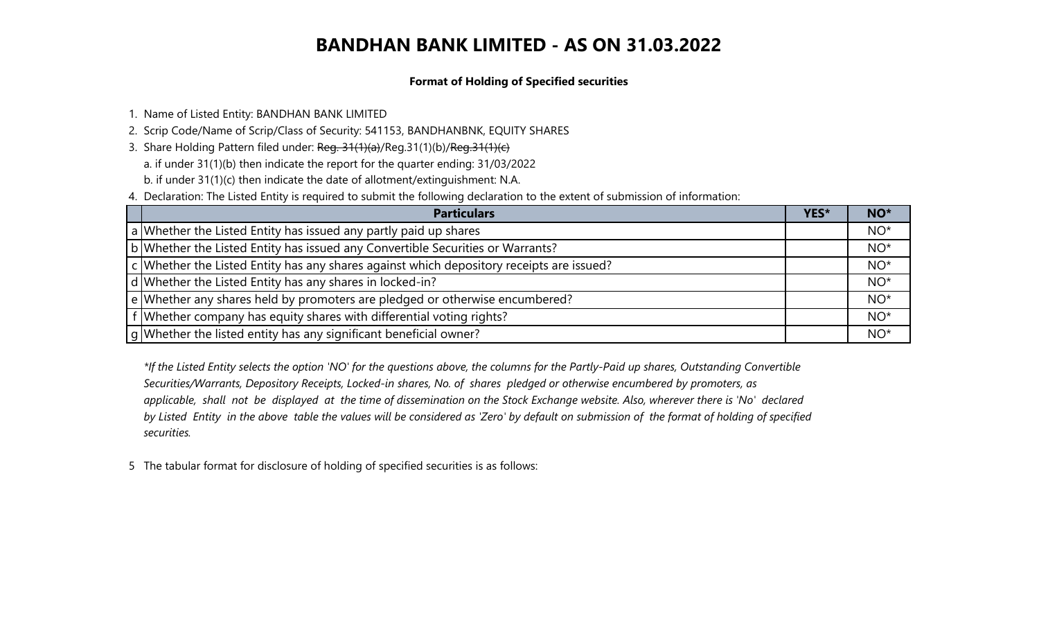# BANDHAN BANK LIMITED - AS ON 31.03.2022

**Format of Holding of Specified securities**

1. Name of Listed Entity: BANDHAN BANK LIMITED
2. Scrip Code/Name of Scrip/Class of Security: 541153, BANDHANBNK, EQUITY SHARES
3. Share Holding Pattern filed under: ~~Reg. 31(1)(a)~~/Reg.31(1)(b)/~~Reg.31(1)(c)~~
   a. if under 31(1)(b) then indicate the report for the quarter ending: 31/03/2022
   b. if under 31(1)(c) then indicate the date of allotment/extinguishment: N.A.
4. Declaration: The Listed Entity is required to submit the following declaration to the extent of submission of information:

| | Particulars | YES* | NO* |
|---|---|---|---|
| a | Whether the Listed Entity has issued any partly paid up shares | | NO* |
| b | Whether the Listed Entity has issued any Convertible Securities or Warrants? | | NO* |
| c | Whether the Listed Entity has any shares against which depository receipts are issued? | | NO* |
| d | Whether the Listed Entity has any shares in locked-in? | | NO* |
| e | Whether any shares held by promoters are pledged or otherwise encumbered? | | NO* |
| f | Whether company has equity shares with differential voting rights? | | NO* |
| g | Whether the listed entity has any significant beneficial owner? | | NO* |

*\*If the Listed Entity selects the option 'NO' for the questions above, the columns for the Partly-Paid up shares, Outstanding Convertible Securities/Warrants, Depository Receipts, Locked-in shares, No. of shares pledged or otherwise encumbered by promoters, as applicable, shall not be displayed at the time of dissemination on the Stock Exchange website. Also, wherever there is 'No' declared by Listed Entity in the above table the values will be considered as 'Zero' by default on submission of the format of holding of specified securities.*

5. The tabular format for disclosure of holding of specified securities is as follows: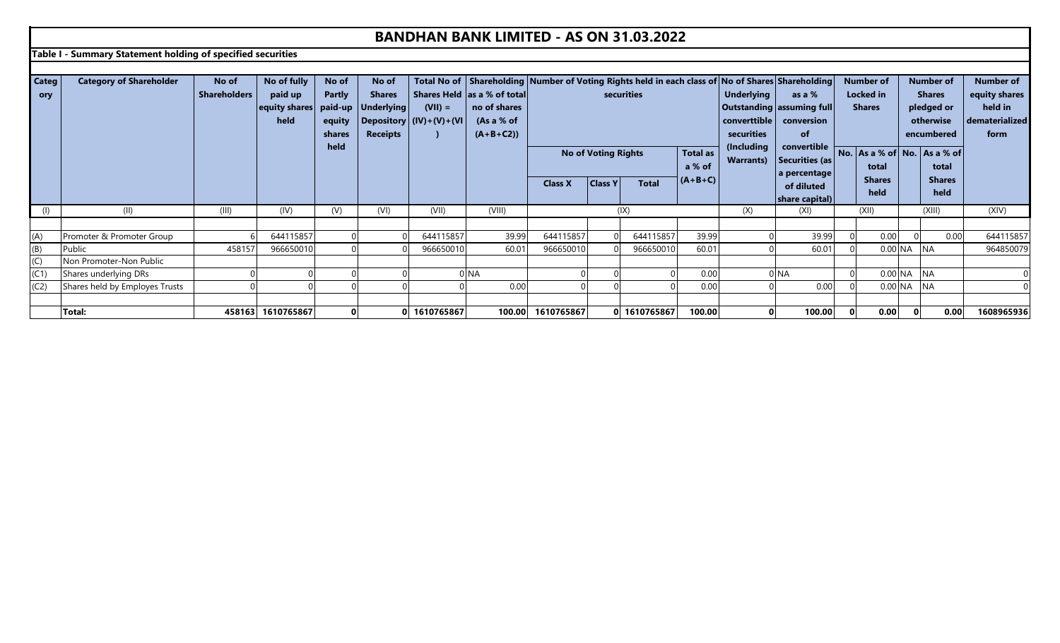# BANDHAN BANK LIMITED - AS ON 31.03.2022

## Table I - Summary Statement holding of specified securities

| Category | Category of Shareholder | No of Shareholders | No of fully paid up equity shares held | No of Partly paid-up equity shares held | No of Shares Underlying Depository Receipts | Total No of Shares Held (VII) = (IV)+(V)+(VI) | Shareholding as a % of total no of shares (As a % of (A+B+C2)) | Number of Voting Rights held in each class of securities | | | | No of Shares Underlying Outstanding converttible securities (Including Warrants) | Shareholding as a % assuming full conversion of convertible Securities (as a percentage of diluted share capital) | Number of Locked in Shares | | Number of Shares pledged or otherwise encumbered | | Number of equity shares held in dematerialized form |
|---|---|---|---|---|---|---|---|---|---|---|---|---|---|---|---|---|---|---|
| | | | | | | | | No of Voting Rights | | | Total as a % of (A+B+C) | | | No. | As a % of total Shares held | No. | As a % of total Shares held | |
| | | | | | | | | Class X | Class Y | Total | | | | | | | | |
| (I) | (II) | (III) | (IV) | (V) | (VI) | (VII) | (VIII) | (IX) | | | | (X) | (XI) | (XII) | | (XIII) | | (XIV) |
| (A) | Promoter & Promoter Group | 6 | 644115857 | 0 | 0 | 644115857 | 39.99 | 644115857 | 0 | 644115857 | 39.99 | 0 | 39.99 | 0 | 0.00 | 0 | 0.00 | 644115857 |
| (B) | Public | 458157 | 966650010 | 0 | 0 | 966650010 | 60.01 | 966650010 | 0 | 966650010 | 60.01 | 0 | 60.01 | 0 | 0.00 | NA | NA | 964850079 |
| (C) | Non Promoter-Non Public | | | | | | | | | | | | | | | | | |
| (C1) | Shares underlying DRs | 0 | 0 | 0 | 0 | 0 | NA | 0 | 0 | 0 | 0.00 | 0 | NA | 0 | 0.00 | NA | NA | 0 |
| (C2) | Shares held by Employes Trusts | 0 | 0 | 0 | 0 | 0 | 0.00 | 0 | 0 | 0 | 0.00 | 0 | 0.00 | 0 | 0.00 | NA | NA | 0 |
| | **Total:** | **458163** | **1610765867** | **0** | **0** | **1610765867** | **100.00** | **1610765867** | **0** | **1610765867** | **100.00** | **0** | **100.00** | **0** | **0.00** | **0** | **0.00** | **1608965936** |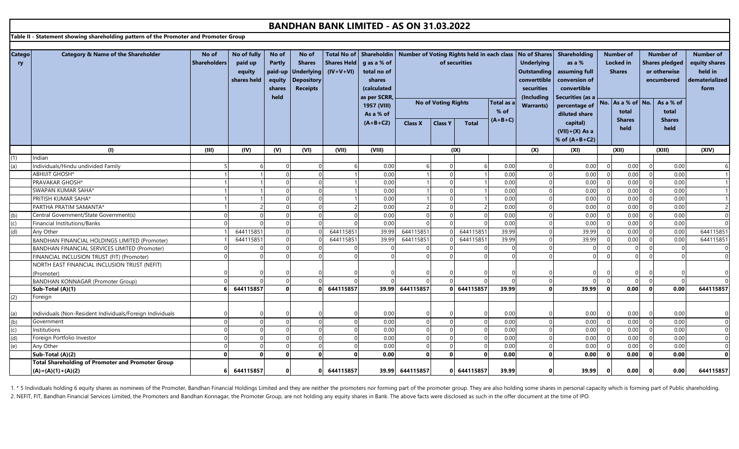# BANDHAN BANK LIMITED - AS ON 31.03.2022

**Table II - Statement showing shareholding pattern of the Promoter and Promoter Group**

| Category | Category & Name of the Shareholder | No of Shareholders | No of fully paid up equity shares held | No of Partly paid-up equity shares held | No of Shares Underlying Depository Receipts | Total No of Shares Held (IV+V+VI) | Shareholding as a % of total no of shares (calculated as per SCRR, 1957 (VIII) As a % of (A+B+C2) | Number of Voting Rights held in each class of securities | | | | No of Shares Underlying Outstanding converttible securities (Including Warrants) | Shareholding as a % assuming full conversion of convertible Securities (as a percentage of diluted share capital) (VII)+(X) As a % of (A+B+C2) | Number of Locked in Shares | | Number of Shares pledged or otherwise encumbered | | Number of equity shares held in dematerialized form |
|---|---|---|---|---|---|---|---|---|---|---|---|---|---|---|---|---|---|---|
| | | | | | | | | No of Voting Rights | | | Total as a % of (A+B+C) | | | No. | As a % of total Shares held | No. | As a % of total Shares held | |
| | | | | | | | | Class X | Class Y | Total | | | | | | | | |
| | (I) | (III) | (IV) | (V) | (VI) | (VII) | (VIII) | (IX) | | | | (X) | (XI) | (XII) | | (XIII) | | (XIV) |
| (1) | Indian | | | | | | | | | | | | | | | | | |
| (a) | Individuals/Hindu undivided Family | 5 | 6 | 0 | 0 | 6 | 0.00 | 6 | 0 | 6 | 0.00 | 0 | 0.00 | 0 | 0.00 | 0 | 0.00 | 6 |
| | ABHIJIT GHOSH* | 1 | 1 | 0 | 0 | 1 | 0.00 | 1 | 0 | 1 | 0.00 | 0 | 0.00 | 0 | 0.00 | 0 | 0.00 | 1 |
| | PRAVAKAR GHOSH* | 1 | 1 | 0 | 0 | 1 | 0.00 | 1 | 0 | 1 | 0.00 | 0 | 0.00 | 0 | 0.00 | 0 | 0.00 | 1 |
| | SWAPAN KUMAR SAHA* | 1 | 1 | 0 | 0 | 1 | 0.00 | 1 | 0 | 1 | 0.00 | 0 | 0.00 | 0 | 0.00 | 0 | 0.00 | 1 |
| | PRITISH KUMAR SAHA* | 1 | 1 | 0 | 0 | 1 | 0.00 | 1 | 0 | 1 | 0.00 | 0 | 0.00 | 0 | 0.00 | 0 | 0.00 | 1 |
| | PARTHA PRATIM SAMANTA* | 1 | 2 | 0 | 0 | 2 | 0.00 | 2 | 0 | 2 | 0.00 | 0 | 0.00 | 0 | 0.00 | 0 | 0.00 | 2 |
| (b) | Central Government/State Government(s) | 0 | 0 | 0 | 0 | 0 | 0.00 | 0 | 0 | 0 | 0.00 | 0 | 0.00 | 0 | 0.00 | 0 | 0.00 | 0 |
| (c) | Financial Institutions/Banks | 0 | 0 | 0 | 0 | 0 | 0.00 | 0 | 0 | 0 | 0.00 | 0 | 0.00 | 0 | 0.00 | 0 | 0.00 | 0 |
| (d) | Any Other | 1 | 644115851 | 0 | 0 | 644115851 | 39.99 | 644115851 | 0 | 644115851 | 39.99 | 0 | 39.99 | 0 | 0.00 | 0 | 0.00 | 644115851 |
| | BANDHAN FINANCIAL HOLDINGS LIMITED (Promoter) | 1 | 644115851 | 0 | 0 | 644115851 | 39.99 | 644115851 | 0 | 644115851 | 39.99 | 0 | 39.99 | 0 | 0.00 | 0 | 0.00 | 644115851 |
| | BANDHAN FINANCIAL SERVICES LIMITED (Promoter) | 0 | 0 | 0 | 0 | 0 | 0 | 0 | 0 | 0 | 0 | 0 | 0 | 0 | 0 | 0 | 0 | 0 |
| | FINANCIAL INCLUSION TRUST (FIT) (Promoter) | 0 | 0 | 0 | 0 | 0 | 0 | 0 | 0 | 0 | 0 | 0 | 0 | 0 | 0 | 0 | 0 | 0 |
| | NORTH EAST FINANCIAL INCLUSION TRUST (NEFIT) (Promoter) | 0 | 0 | 0 | 0 | 0 | 0 | 0 | 0 | 0 | 0 | 0 | 0 | 0 | 0 | 0 | 0 | 0 |
| | BANDHAN KONNAGAR (Promoter Group) | 0 | 0 | 0 | 0 | 0 | 0 | 0 | 0 | 0 | 0 | 0 | 0 | 0 | 0 | 0 | 0 | 0 |
| | **Sub-Total (A)(1)** | **6** | **644115857** | **0** | **0** | **644115857** | **39.99** | **644115857** | **0** | **644115857** | **39.99** | **0** | **39.99** | **0** | **0.00** | **0** | **0.00** | **644115857** |
| (2) | Foreign | | | | | | | | | | | | | | | | | |
| (a) | Individuals (Non-Resident Individuals/Foreign Individuals | 0 | 0 | 0 | 0 | 0 | 0.00 | 0 | 0 | 0 | 0.00 | 0 | 0.00 | 0 | 0.00 | 0 | 0.00 | 0 |
| (b) | Government | 0 | 0 | 0 | 0 | 0 | 0.00 | 0 | 0 | 0 | 0.00 | 0 | 0.00 | 0 | 0.00 | 0 | 0.00 | 0 |
| (c) | Institutions | 0 | 0 | 0 | 0 | 0 | 0.00 | 0 | 0 | 0 | 0.00 | 0 | 0.00 | 0 | 0.00 | 0 | 0.00 | 0 |
| (d) | Foreign Portfolio Investor | 0 | 0 | 0 | 0 | 0 | 0.00 | 0 | 0 | 0 | 0.00 | 0 | 0.00 | 0 | 0.00 | 0 | 0.00 | 0 |
| (e) | Any Other | 0 | 0 | 0 | 0 | 0 | 0.00 | 0 | 0 | 0 | 0.00 | 0 | 0.00 | 0 | 0.00 | 0 | 0.00 | 0 |
| | **Sub-Total (A)(2)** | **0** | **0** | **0** | **0** | **0** | **0.00** | **0** | **0** | **0** | **0.00** | **0** | **0.00** | **0** | **0.00** | **0** | **0.00** | **0** |
| | **Total Shareholding of Promoter and Promoter Group (A)=(A)(1)+(A)(2)** | **6** | **644115857** | **0** | **0** | **644115857** | **39.99** | **644115857** | **0** | **644115857** | **39.99** | **0** | **39.99** | **0** | **0.00** | **0** | **0.00** | **644115857** |

1. * 5 Individuals holding 6 equity shares as nominees of the Promoter, Bandhan Financial Holdings Limited and they are neither the promoters nor forming part of the promoter group. They are also holding some shares in personal capacity which is forming part of Public shareholding.
2. NEFIT, FIT, Bandhan Financial Services Limited, the Promoters and Bandhan Konnagar, the Promoter Group, are not holding any equity shares in Bank. The above facts were disclosed as such in the offer document at the time of IPO.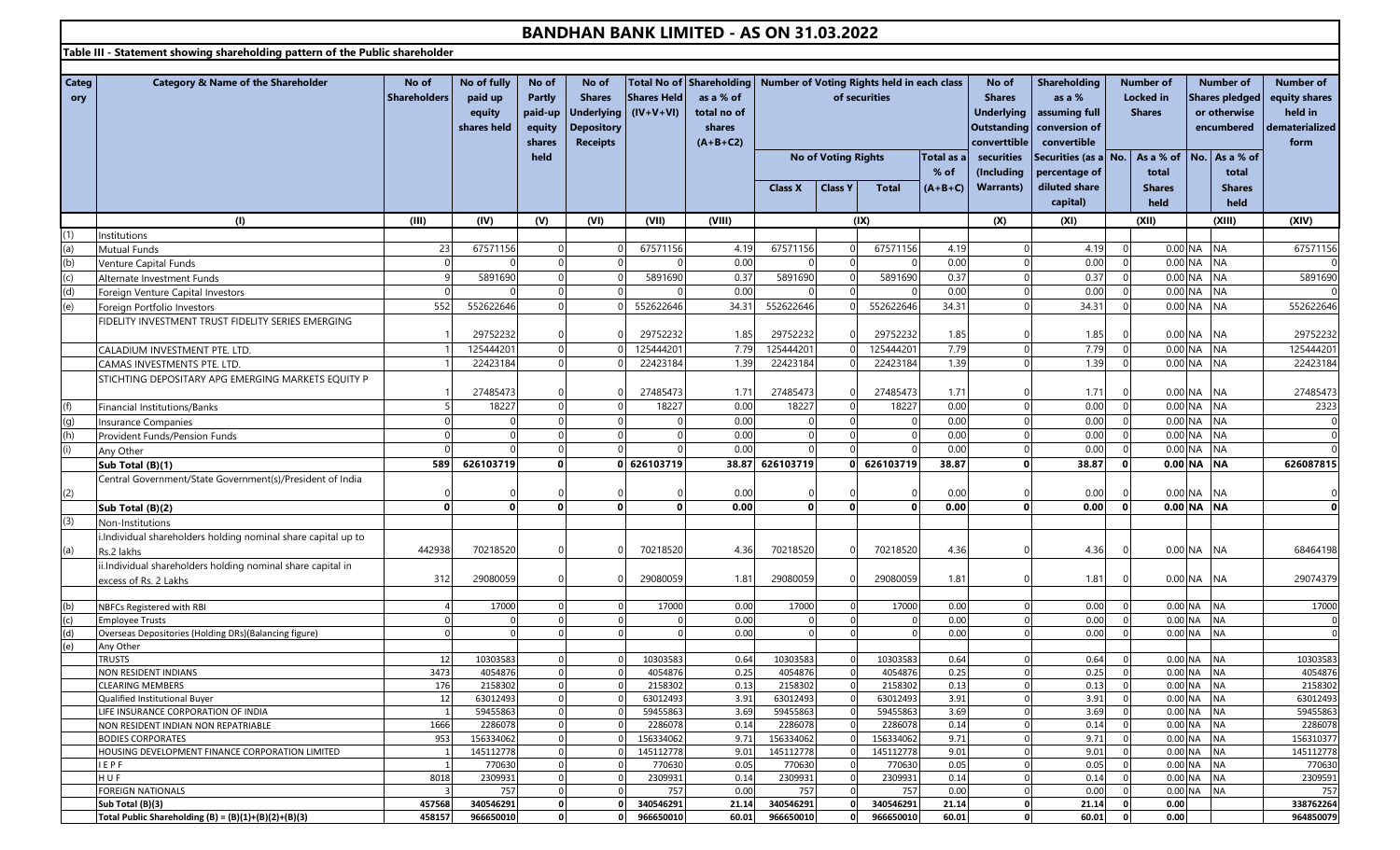# BANDHAN BANK LIMITED - AS ON 31.03.2022

**Table III - Statement showing shareholding pattern of the Public shareholder**

| Category | Category & Name of the Shareholder | No of Shareholders | No of fully paid up equity shares held | No of Partly paid-up equity shares held | No of Shares Underlying Depository Receipts | Total No of Shares Held (IV+V+VI) | Shareholding as a % of total no of shares (A+B+C2) | Number of Voting Rights held in each class of securities | | | | No of Shares Underlying Outstanding convertible securities (Including Warrants) | Shareholding as a % assuming full conversion of convertible Securities (as a percentage of diluted share capital) | Number of Locked in Shares | | Number of Shares pledged or otherwise encumbered | | Number of equity shares held in dematerialized form |
|---|---|---|---|---|---|---|---|---|---|---|---|---|---|---|---|---|---|---|
| | | | | | | | | No of Voting Rights | | | Total as a % of (A+B+C) | | | No. | As a % of total Shares held | No. | As a % of total Shares held | |
| | | | | | | | | Class X | Class Y | Total | | | | | | | | |
| | (I) | (III) | (IV) | (V) | (VI) | (VII) | (VIII) | (IX) | | | | (X) | (XI) | (XII) | | (XIII) | | (XIV) |
| (1) | Institutions | | | | | | | | | | | | | | | | | |
| (a) | Mutual Funds | 23 | 67571156 | 0 | 0 | 67571156 | 4.19 | 67571156 | 0 | 67571156 | 4.19 | 0 | 4.19 | 0 | 0.00 | NA | NA | 67571156 |
| (b) | Venture Capital Funds | 0 | 0 | 0 | 0 | 0 | 0.00 | 0 | 0 | 0 | 0.00 | 0 | 0.00 | 0 | 0.00 | NA | NA | 0 |
| (c) | Alternate Investment Funds | 9 | 5891690 | 0 | 0 | 5891690 | 0.37 | 5891690 | 0 | 5891690 | 0.37 | 0 | 0.37 | 0 | 0.00 | NA | NA | 5891690 |
| (d) | Foreign Venture Capital Investors | 0 | 0 | 0 | 0 | 0 | 0.00 | 0 | 0 | 0 | 0.00 | 0 | 0.00 | 0 | 0.00 | NA | NA | 0 |
| (e) | Foreign Portfolio Investors | 552 | 552622646 | 0 | 0 | 552622646 | 34.31 | 552622646 | 0 | 552622646 | 34.31 | 0 | 34.31 | 0 | 0.00 | NA | NA | 552622646 |
| | FIDELITY INVESTMENT TRUST FIDELITY SERIES EMERGING | 1 | 29752232 | 0 | 0 | 29752232 | 1.85 | 29752232 | 0 | 29752232 | 1.85 | 0 | 1.85 | 0 | 0.00 | NA | NA | 29752232 |
| | CALADIUM INVESTMENT PTE. LTD. | 1 | 125444201 | 0 | 0 | 125444201 | 7.79 | 125444201 | 0 | 125444201 | 7.79 | 0 | 7.79 | 0 | 0.00 | NA | NA | 125444201 |
| | CAMAS INVESTMENTS PTE. LTD. | 1 | 22423184 | 0 | 0 | 22423184 | 1.39 | 22423184 | 0 | 22423184 | 1.39 | 0 | 1.39 | 0 | 0.00 | NA | NA | 22423184 |
| | STICHTING DEPOSITARY APG EMERGING MARKETS EQUITY P | 1 | 27485473 | 0 | 0 | 27485473 | 1.71 | 27485473 | 0 | 27485473 | 1.71 | 0 | 1.71 | 0 | 0.00 | NA | NA | 27485473 |
| (f) | Financial Institutions/Banks | 5 | 18227 | 0 | 0 | 18227 | 0.00 | 18227 | 0 | 18227 | 0.00 | 0 | 0.00 | 0 | 0.00 | NA | NA | 2323 |
| (g) | Insurance Companies | 0 | 0 | 0 | 0 | 0 | 0.00 | 0 | 0 | 0 | 0.00 | 0 | 0.00 | 0 | 0.00 | NA | NA | 0 |
| (h) | Provident Funds/Pension Funds | 0 | 0 | 0 | 0 | 0 | 0.00 | 0 | 0 | 0 | 0.00 | 0 | 0.00 | 0 | 0.00 | NA | NA | 0 |
| (i) | Any Other | 0 | 0 | 0 | 0 | 0 | 0.00 | 0 | 0 | 0 | 0.00 | 0 | 0.00 | 0 | 0.00 | NA | NA | 0 |
| | **Sub Total (B)(1)** | **589** | **626103719** | **0** | **0** | **626103719** | **38.87** | **626103719** | **0** | **626103719** | **38.87** | **0** | **38.87** | **0** | **0.00** | **NA** | **NA** | **626087815** |
| (2) | Central Government/State Government(s)/President of India | 0 | 0 | 0 | 0 | 0 | 0.00 | 0 | 0 | 0 | 0.00 | 0 | 0.00 | 0 | 0.00 | NA | NA | 0 |
| | **Sub Total (B)(2)** | **0** | **0** | **0** | **0** | **0** | **0.00** | **0** | **0** | **0** | **0.00** | **0** | **0.00** | **0** | **0.00** | **NA** | **NA** | **0** |
| (3) | Non-Institutions | | | | | | | | | | | | | | | | | |
| (a) | i.Individual shareholders holding nominal share capital up to Rs.2 lakhs | 442938 | 70218520 | 0 | 0 | 70218520 | 4.36 | 70218520 | 0 | 70218520 | 4.36 | 0 | 4.36 | 0 | 0.00 | NA | NA | 68464198 |
| | ii.Individual shareholders holding nominal share capital in excess of Rs. 2 Lakhs | 312 | 29080059 | 0 | 0 | 29080059 | 1.81 | 29080059 | 0 | 29080059 | 1.81 | 0 | 1.81 | 0 | 0.00 | NA | NA | 29074379 |
| (b) | NBFCs Registered with RBI | 4 | 17000 | 0 | 0 | 17000 | 0.00 | 17000 | 0 | 17000 | 0.00 | 0 | 0.00 | 0 | 0.00 | NA | NA | 17000 |
| (c) | Employee Trusts | 0 | 0 | 0 | 0 | 0 | 0.00 | 0 | 0 | 0 | 0.00 | 0 | 0.00 | 0 | 0.00 | NA | NA | 0 |
| (d) | Overseas Depositories (Holding DRs)(Balancing figure) | 0 | 0 | 0 | 0 | 0 | 0.00 | 0 | 0 | 0 | 0.00 | 0 | 0.00 | 0 | 0.00 | NA | NA | 0 |
| (e) | Any Other | | | | | | | | | | | | | | | | | |
| | TRUSTS | 12 | 10303583 | 0 | 0 | 10303583 | 0.64 | 10303583 | 0 | 10303583 | 0.64 | 0 | 0.64 | 0 | 0.00 | NA | NA | 10303583 |
| | NON RESIDENT INDIANS | 3473 | 4054876 | 0 | 0 | 4054876 | 0.25 | 4054876 | 0 | 4054876 | 0.25 | 0 | 0.25 | 0 | 0.00 | NA | NA | 4054876 |
| | CLEARING MEMBERS | 176 | 2158302 | 0 | 0 | 2158302 | 0.13 | 2158302 | 0 | 2158302 | 0.13 | 0 | 0.13 | 0 | 0.00 | NA | NA | 2158302 |
| | Qualified Institutional Buyer | 12 | 63012493 | 0 | 0 | 63012493 | 3.91 | 63012493 | 0 | 63012493 | 3.91 | 0 | 3.91 | 0 | 0.00 | NA | NA | 63012493 |
| | LIFE INSURANCE CORPORATION OF INDIA | 1 | 59455863 | 0 | 0 | 59455863 | 3.69 | 59455863 | 0 | 59455863 | 3.69 | 0 | 3.69 | 0 | 0.00 | NA | NA | 59455863 |
| | NON RESIDENT INDIAN NON REPATRIABLE | 1666 | 2286078 | 0 | 0 | 2286078 | 0.14 | 2286078 | 0 | 2286078 | 0.14 | 0 | 0.14 | 0 | 0.00 | NA | NA | 2286078 |
| | BODIES CORPORATES | 953 | 156334062 | 0 | 0 | 156334062 | 9.71 | 156334062 | 0 | 156334062 | 9.71 | 0 | 9.71 | 0 | 0.00 | NA | NA | 156310377 |
| | HOUSING DEVELOPMENT FINANCE CORPORATION LIMITED | 1 | 145112778 | 0 | 0 | 145112778 | 9.01 | 145112778 | 0 | 145112778 | 9.01 | 0 | 9.01 | 0 | 0.00 | NA | NA | 145112778 |
| | I E P F | 1 | 770630 | 0 | 0 | 770630 | 0.05 | 770630 | 0 | 770630 | 0.05 | 0 | 0.05 | 0 | 0.00 | NA | NA | 770630 |
| | H U F | 8018 | 2309931 | 0 | 0 | 2309931 | 0.14 | 2309931 | 0 | 2309931 | 0.14 | 0 | 0.14 | 0 | 0.00 | NA | NA | 2309591 |
| | FOREIGN NATIONALS | 3 | 757 | 0 | 0 | 757 | 0.00 | 757 | 0 | 757 | 0.00 | 0 | 0.00 | 0 | 0.00 | NA | NA | 757 |
| | **Sub Total (B)(3)** | **457568** | **340546291** | **0** | **0** | **340546291** | **21.14** | **340546291** | **0** | **340546291** | **21.14** | **0** | **21.14** | **0** | **0.00** | | | **338762264** |
| | **Total Public Shareholding (B) = (B)(1)+(B)(2)+(B)(3)** | **458157** | **966650010** | **0** | **0** | **966650010** | **60.01** | **966650010** | **0** | **966650010** | **60.01** | **0** | **60.01** | **0** | **0.00** | | | **964850079** |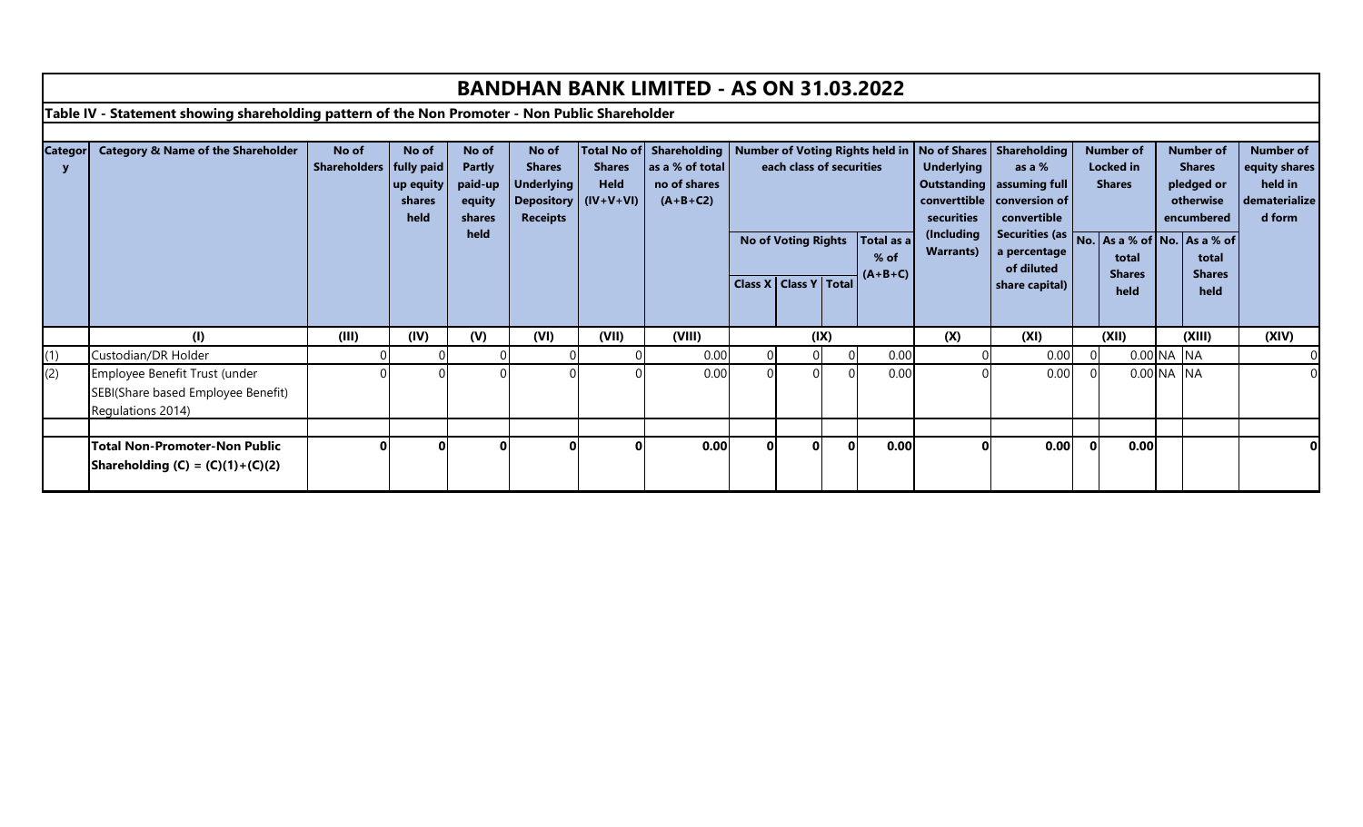# BANDHAN BANK LIMITED - AS ON 31.03.2022

**Table IV - Statement showing shareholding pattern of the Non Promoter - Non Public Shareholder**

| Category | Category & Name of the Shareholder | No of Shareholders | No of fully paid up equity shares held | No of Partly paid-up equity shares held | No of Shares Underlying Depository Receipts | Total No of Shares Held (IV+V+VI) | Shareholding as a % of total no of shares (A+B+C2) | Number of Voting Rights held in each class of securities | | | | No of Shares Underlying Outstanding converttible securities (Including Warrants) | Shareholding as a % assuming full conversion of convertible Securities (as a percentage of diluted share capital) | Number of Locked in Shares | | Number of Shares pledged or otherwise encumbered | | Number of equity shares held in dematerialized form |
|---|---|---|---|---|---|---|---|---|---|---|---|---|---|---|---|---|---|---|
| | | | | | | | | No of Voting Rights | | | Total as a % of (A+B+C) | | | No. | As a % of total Shares held | No. | As a % of total Shares held | |
| | | | | | | | | Class X | Class Y | Total | | | | | | | | |
| | (I) | (III) | (IV) | (V) | (VI) | (VII) | (VIII) | (IX) | | | | (X) | (XI) | (XII) | | (XIII) | | (XIV) |
| (1) | Custodian/DR Holder | 0 | 0 | 0 | 0 | 0 | 0.00 | 0 | 0 | 0 | 0.00 | 0 | 0.00 | 0 | 0.00 | NA | NA | 0 |
| (2) | Employee Benefit Trust (under SEBI(Share based Employee Benefit) Regulations 2014) | 0 | 0 | 0 | 0 | 0 | 0.00 | 0 | 0 | 0 | 0.00 | 0 | 0.00 | 0 | 0.00 | NA | NA | 0 |
| | **Total Non-Promoter-Non Public Shareholding (C) = (C)(1)+(C)(2)** | **0** | **0** | **0** | **0** | **0** | **0.00** | **0** | **0** | **0** | **0.00** | **0** | **0.00** | **0** | **0.00** | | | **0** |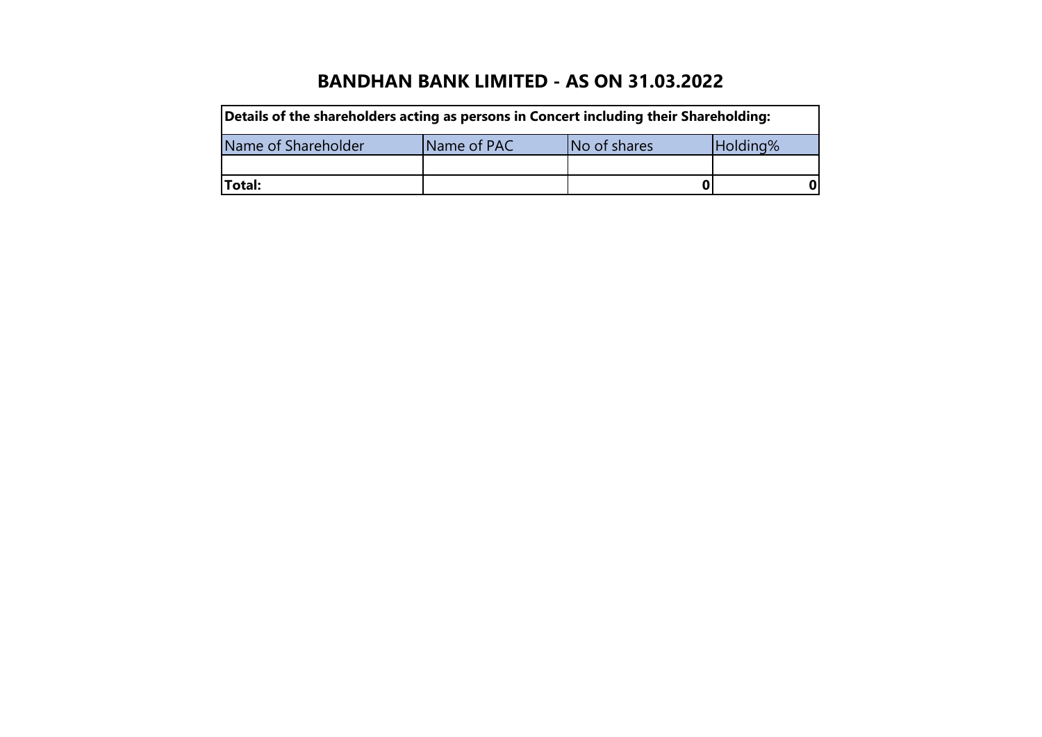# BANDHAN BANK LIMITED - AS ON 31.03.2022

| **Details of the shareholders acting as persons in Concert including their Shareholding:** | | | |
|---|---|---|---|
| Name of Shareholder | Name of PAC | No of shares | Holding% |
| | | | |
| **Total:** | | **0** | **0** |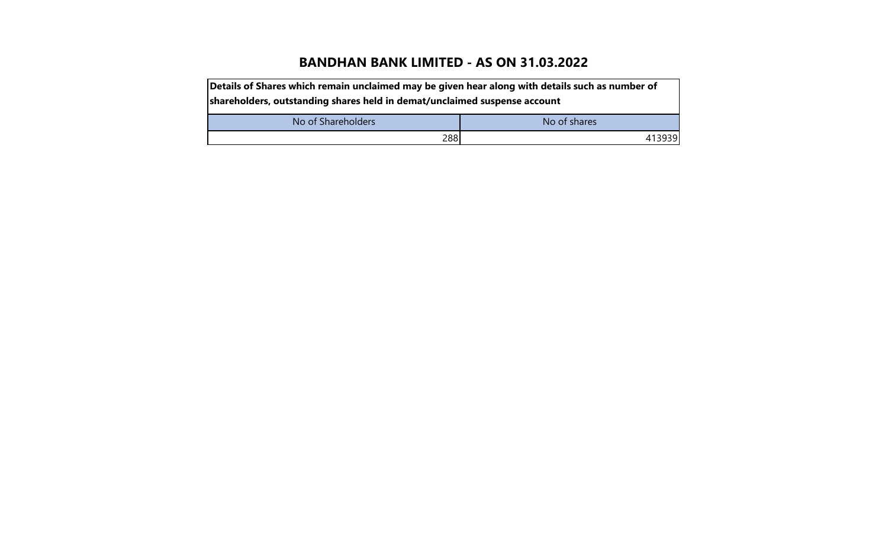# BANDHAN BANK LIMITED - AS ON 31.03.2022

**Details of Shares which remain unclaimed may be given hear along with details such as number of shareholders, outstanding shares held in demat/unclaimed suspense account**

| No of Shareholders | No of shares |
|---|---|
| 288 | 413939 |